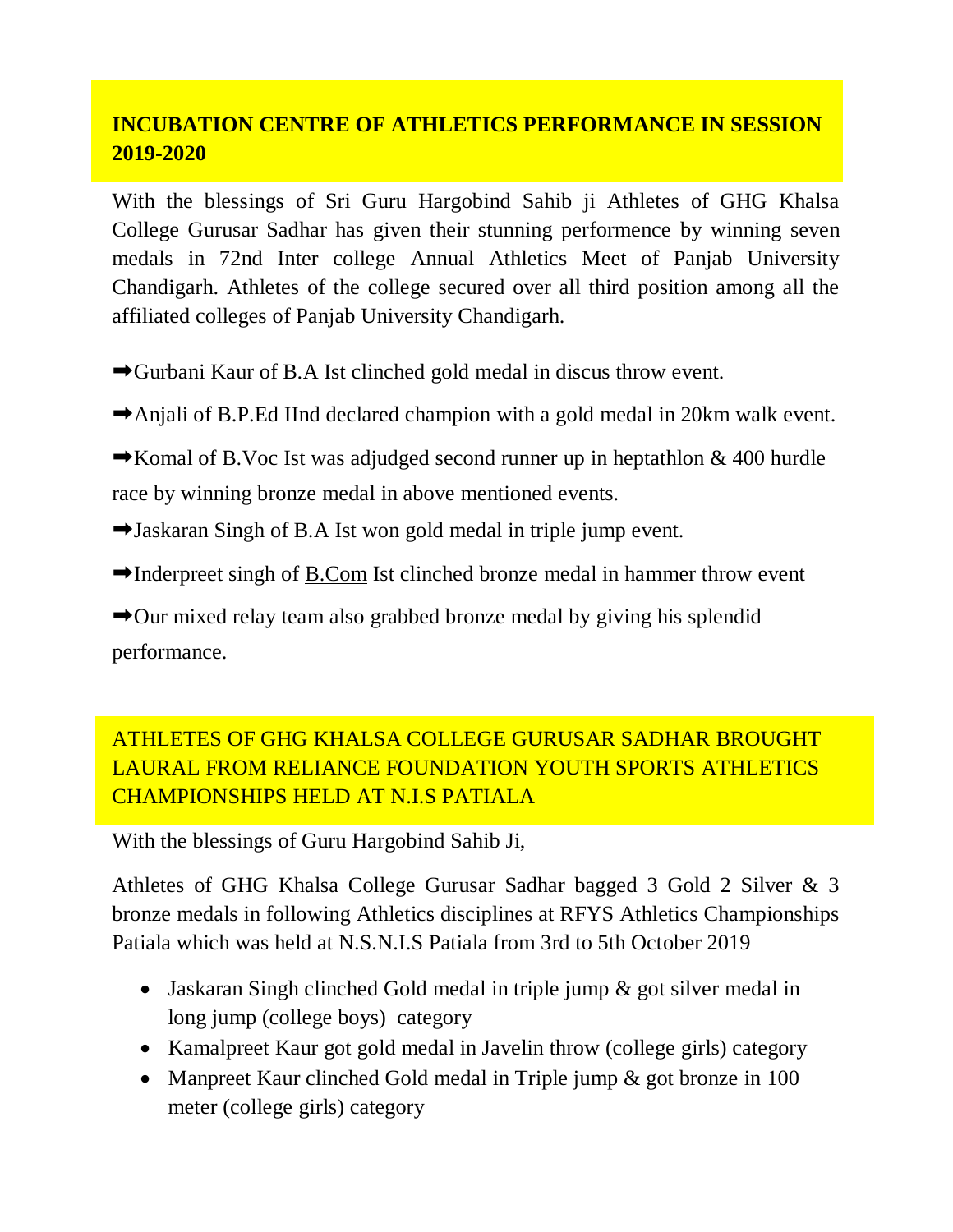## INCUBATION CENTRE OF ATHLETICS PERFORMANCE IN SESSION 2019-2020

With the blessings of Sri Guru Hargobind Sahib ji Athletes of GHG Khalsa College Gurusar Sadhar has given their stunning performence by winning seven medals in 72nd Inter college Annual Athletics Meet of Panjab University Chandigarh. Athletes of the college secured over all third position among all the affiliated colleges of Panjab University Chandigarh.

➡Gurbani Kaur of B.A Ist clinched gold medal in discus throw event.

➡Anjali of B.P.Ed IInd declared champion with a gold medal in 20km walk event.

➡Komal of B.Voc Ist was adjudged second runner up in heptathlon & 400 hurdle race by winning bronze medal in above mentioned events.

➡Jaskaran Singh of B.A Ist won gold medal in triple jump event.

➡Inderpreet singh of B.Com Ist clinched bronze medal in hammer throw event

➡Our mixed relay team also grabbed bronze medal by giving his splendid performance.

## ATHLETES OF GHG KHALSA COLLEGE GURUSAR SADHAR BROUGHT LAURAL FROM RELIANCE FOUNDATION YOUTH SPORTS ATHLETICS CHAMPIONSHIPS HELD AT N.I.S PATIALA

With the blessings of Guru Hargobind Sahib Ji,

Athletes of GHG Khalsa College Gurusar Sadhar bagged 3 Gold 2 Silver & 3 bronze medals in following Athletics disciplines at RFYS Athletics Championships Patiala which was held at N.S.N.I.S Patiala from 3rd to 5th October 2019

- Jaskaran Singh clinched Gold medal in triple jump & got silver medal in long jump (college boys) category
- Kamalpreet Kaur got gold medal in Javelin throw (college girls) category
- Manpreet Kaur clinched Gold medal in Triple jump & got bronze in 100 meter (college girls) category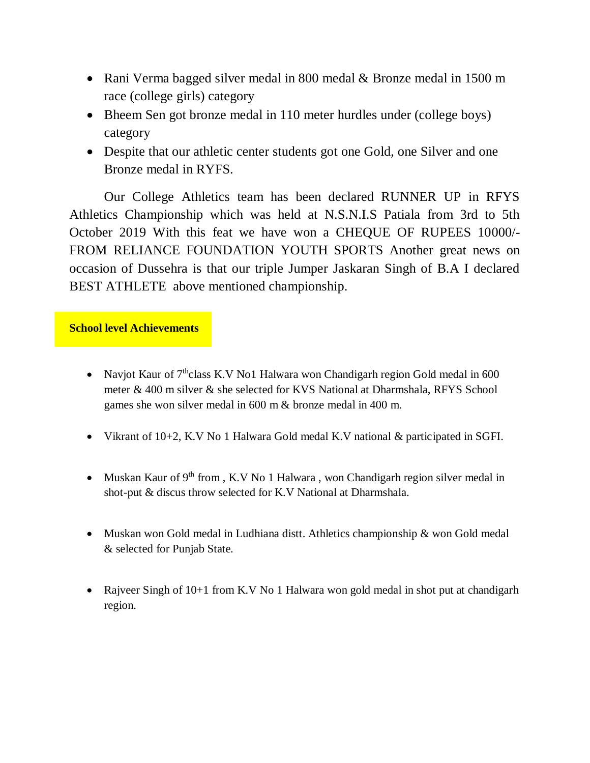- Rani Verma bagged silver medal in 800 medal & Bronze medal in 1500 m race (college girls) category
- Bheem Sen got bronze medal in 110 meter hurdles under (college boys) category
- Despite that our athletic center students got one Gold, one Silver and one Bronze medal in RYFS.

Our College Athletics team has been declared RUNNER UP in RFYS Athletics Championship which was held at N.S.N.I.S Patiala from 3rd to 5th October 2019 With this feat we have won a CHEQUE OF RUPEES 10000/- FROM RELIANCE FOUNDATION YOUTH SPORTS Another great news on occasion of Dussehra is that our triple Jumper Jaskaran Singh of B.A I declared BEST ATHLETE above mentioned championship.

**School level Achievements**

- Navjot Kaur of 7thclass K.V No1 Halwara won Chandigarh region Gold medal in 600 meter & 400 m silver & she selected for KVS National at Dharmshala, RFYS School games she won silver medal in 600 m & bronze medal in 400 m.
- Vikrant of 10+2, K.V No 1 Halwara Gold medal K.V national & participated in SGFI.
- Muskan Kaur of 9th from , K.V No 1 Halwara , won Chandigarh region silver medal in shot-put & discus throw selected for K.V National at Dharmshala.
- Muskan won Gold medal in Ludhiana distt. Athletics championship & won Gold medal & selected for Punjab State.
- Rajveer Singh of 10+1 from K.V No 1 Halwara won gold medal in shot put at chandigarh region.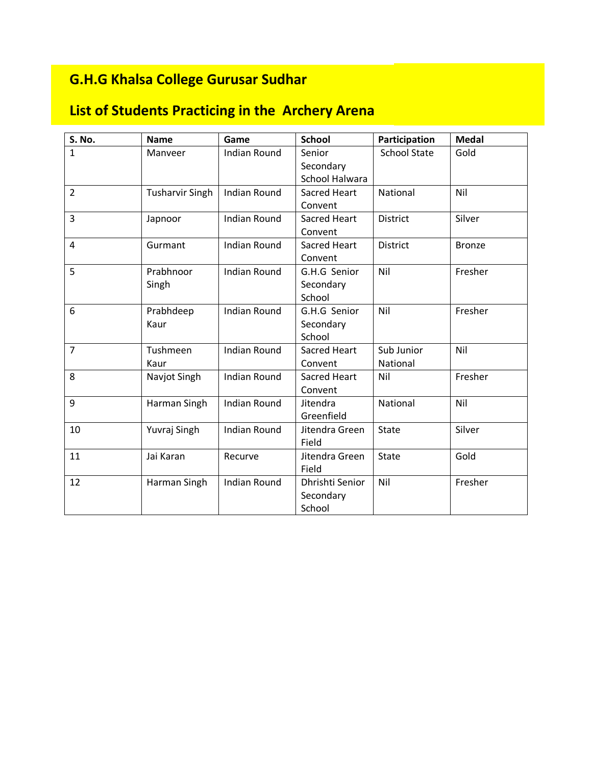## G.H.G Khalsa College Gurusar Sudhar

## List of Students Practicing in the Archery Arena

| S. No. | Name | Game | School | Participation | Medal |
|---|---|---|---|---|---|
| 1 | Manveer | Indian Round | Senior Secondary School Halwara | School State | Gold |
| 2 | Tusharvir Singh | Indian Round | Sacred Heart Convent | National | Nil |
| 3 | Japnoor | Indian Round | Sacred Heart Convent | District | Silver |
| 4 | Gurmant | Indian Round | Sacred Heart Convent | District | Bronze |
| 5 | Prabhnoor Singh | Indian Round | G.H.G Senior Secondary School | Nil | Fresher |
| 6 | Prabhdeep Kaur | Indian Round | G.H.G Senior Secondary School | Nil | Fresher |
| 7 | Tushmeen Kaur | Indian Round | Sacred Heart Convent | Sub Junior National | Nil |
| 8 | Navjot Singh | Indian Round | Sacred Heart Convent | Nil | Fresher |
| 9 | Harman Singh | Indian Round | Jitendra Greenfield | National | Nil |
| 10 | Yuvraj Singh | Indian Round | Jitendra Green Field | State | Silver |
| 11 | Jai Karan | Recurve | Jitendra Green Field | State | Gold |
| 12 | Harman Singh | Indian Round | Dhrishti Senior Secondary School | Nil | Fresher |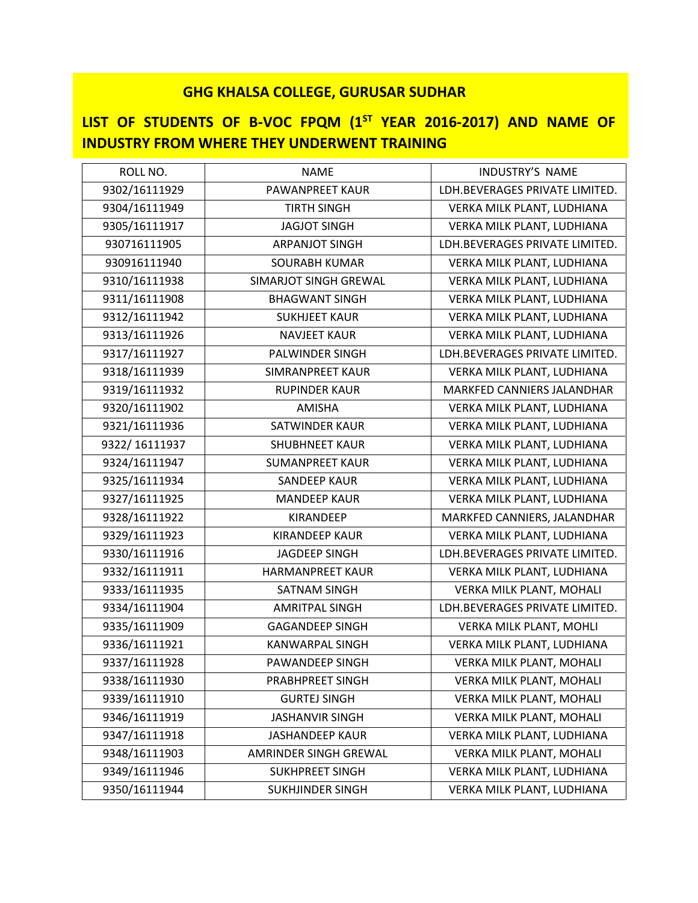## GHG KHALSA COLLEGE, GURUSAR SUDHAR

## LIST OF STUDENTS OF B-VOC FPQM (1ST YEAR 2016-2017) AND NAME OF INDUSTRY FROM WHERE THEY UNDERWENT TRAINING

| ROLL NO. | NAME | INDUSTRY'S NAME |
|---|---|---|
| 9302/16111929 | PAWANPREET KAUR | LDH.BEVERAGES PRIVATE LIMITED. |
| 9304/16111949 | TIRTH SINGH | VERKA MILK PLANT, LUDHIANA |
| 9305/16111917 | JAGJOT SINGH | VERKA MILK PLANT, LUDHIANA |
| 930716111905 | ARPANJOT SINGH | LDH.BEVERAGES PRIVATE LIMITED. |
| 930916111940 | SOURABH KUMAR | VERKA MILK PLANT, LUDHIANA |
| 9310/16111938 | SIMARJOT SINGH GREWAL | VERKA MILK PLANT, LUDHIANA |
| 9311/16111908 | BHAGWANT SINGH | VERKA MILK PLANT, LUDHIANA |
| 9312/16111942 | SUKHJEET KAUR | VERKA MILK PLANT, LUDHIANA |
| 9313/16111926 | NAVJEET KAUR | VERKA MILK PLANT, LUDHIANA |
| 9317/16111927 | PALWINDER SINGH | LDH.BEVERAGES PRIVATE LIMITED. |
| 9318/16111939 | SIMRANPREET KAUR | VERKA MILK PLANT, LUDHIANA |
| 9319/16111932 | RUPINDER KAUR | MARKFED CANNIERS JALANDHAR |
| 9320/16111902 | AMISHA | VERKA MILK PLANT, LUDHIANA |
| 9321/16111936 | SATWINDER KAUR | VERKA MILK PLANT, LUDHIANA |
| 9322/ 16111937 | SHUBHNEET KAUR | VERKA MILK PLANT, LUDHIANA |
| 9324/16111947 | SUMANPREET KAUR | VERKA MILK PLANT, LUDHIANA |
| 9325/16111934 | SANDEEP KAUR | VERKA MILK PLANT, LUDHIANA |
| 9327/16111925 | MANDEEP KAUR | VERKA MILK PLANT, LUDHIANA |
| 9328/16111922 | KIRANDEEP | MARKFED CANNIERS, JALANDHAR |
| 9329/16111923 | KIRANDEEP KAUR | VERKA MILK PLANT, LUDHIANA |
| 9330/16111916 | JAGDEEP SINGH | LDH.BEVERAGES PRIVATE LIMITED. |
| 9332/16111911 | HARMANPREET KAUR | VERKA MILK PLANT, LUDHIANA |
| 9333/16111935 | SATNAM SINGH | VERKA MILK PLANT, MOHALI |
| 9334/16111904 | AMRITPAL SINGH | LDH.BEVERAGES PRIVATE LIMITED. |
| 9335/16111909 | GAGANDEEP SINGH | VERKA MILK PLANT, MOHLI |
| 9336/16111921 | KANWARPAL SINGH | VERKA MILK PLANT, LUDHIANA |
| 9337/16111928 | PAWANDEEP SINGH | VERKA MILK PLANT, MOHALI |
| 9338/16111930 | PRABHPREET SINGH | VERKA MILK PLANT, MOHALI |
| 9339/16111910 | GURTEJ SINGH | VERKA MILK PLANT, MOHALI |
| 9346/16111919 | JASHANVIR SINGH | VERKA MILK PLANT, MOHALI |
| 9347/16111918 | JASHANDEEP KAUR | VERKA MILK PLANT, LUDHIANA |
| 9348/16111903 | AMRINDER SINGH GREWAL | VERKA MILK PLANT, MOHALI |
| 9349/16111946 | SUKHPREET SINGH | VERKA MILK PLANT, LUDHIANA |
| 9350/16111944 | SUKHJINDER SINGH | VERKA MILK PLANT, LUDHIANA |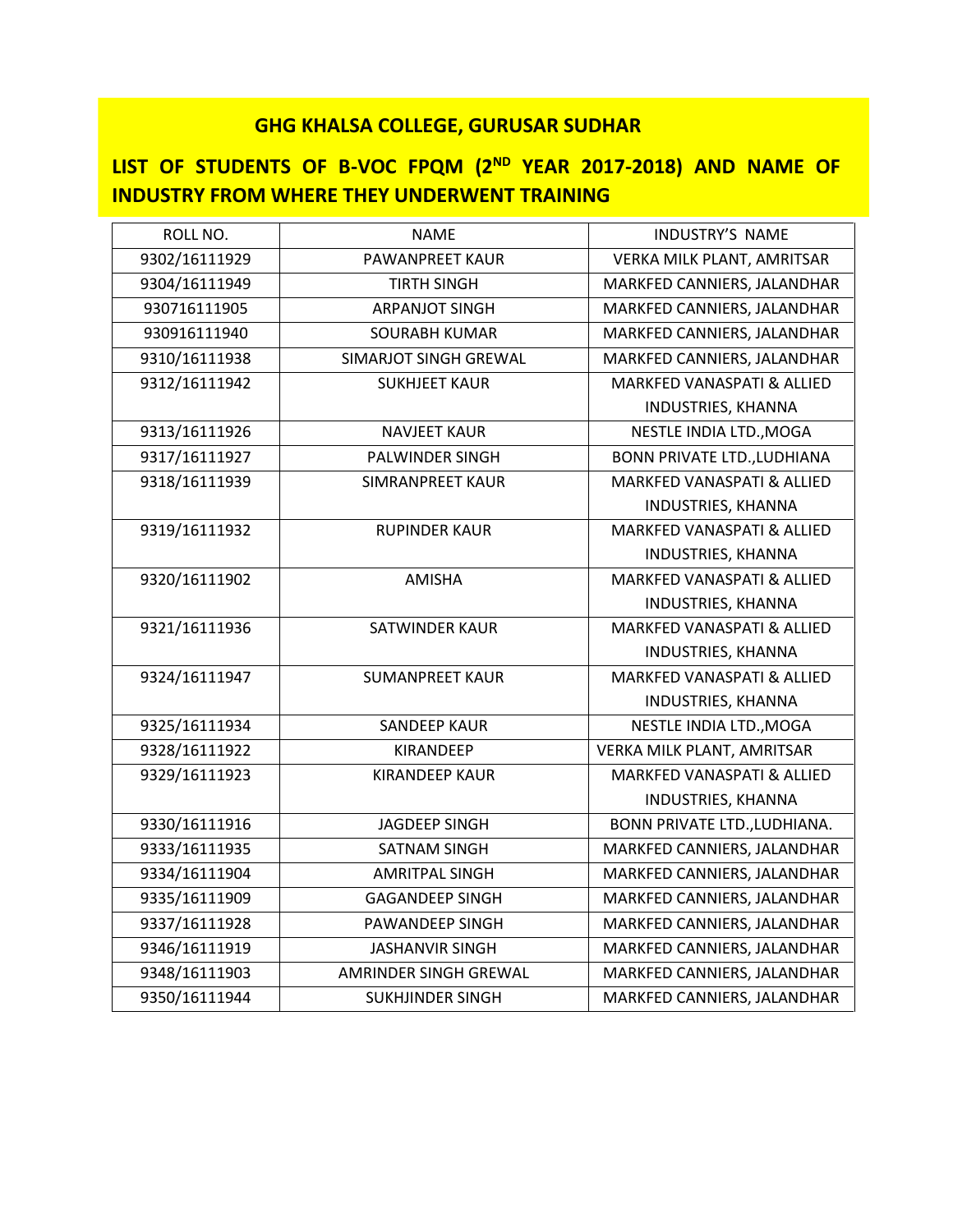## GHG KHALSA COLLEGE, GURUSAR SUDHAR

## LIST OF STUDENTS OF B-VOC FPQM (2ND YEAR 2017-2018) AND NAME OF INDUSTRY FROM WHERE THEY UNDERWENT TRAINING

| ROLL NO. | NAME | INDUSTRY'S NAME |
|---|---|---|
| 9302/16111929 | PAWANPREET KAUR | VERKA MILK PLANT, AMRITSAR |
| 9304/16111949 | TIRTH SINGH | MARKFED CANNIERS, JALANDHAR |
| 930716111905 | ARPANJOT SINGH | MARKFED CANNIERS, JALANDHAR |
| 930916111940 | SOURABH KUMAR | MARKFED CANNIERS, JALANDHAR |
| 9310/16111938 | SIMARJOT SINGH GREWAL | MARKFED CANNIERS, JALANDHAR |
| 9312/16111942 | SUKHJEET KAUR | MARKFED VANASPATI & ALLIED INDUSTRIES, KHANNA |
| 9313/16111926 | NAVJEET KAUR | NESTLE INDIA LTD.,MOGA |
| 9317/16111927 | PALWINDER SINGH | BONN PRIVATE LTD.,LUDHIANA |
| 9318/16111939 | SIMRANPREET KAUR | MARKFED VANASPATI & ALLIED INDUSTRIES, KHANNA |
| 9319/16111932 | RUPINDER KAUR | MARKFED VANASPATI & ALLIED INDUSTRIES, KHANNA |
| 9320/16111902 | AMISHA | MARKFED VANASPATI & ALLIED INDUSTRIES, KHANNA |
| 9321/16111936 | SATWINDER KAUR | MARKFED VANASPATI & ALLIED INDUSTRIES, KHANNA |
| 9324/16111947 | SUMANPREET KAUR | MARKFED VANASPATI & ALLIED INDUSTRIES, KHANNA |
| 9325/16111934 | SANDEEP KAUR | NESTLE INDIA LTD.,MOGA |
| 9328/16111922 | KIRANDEEP | VERKA MILK PLANT, AMRITSAR |
| 9329/16111923 | KIRANDEEP KAUR | MARKFED VANASPATI & ALLIED INDUSTRIES, KHANNA |
| 9330/16111916 | JAGDEEP SINGH | BONN PRIVATE LTD.,LUDHIANA. |
| 9333/16111935 | SATNAM SINGH | MARKFED CANNIERS, JALANDHAR |
| 9334/16111904 | AMRITPAL SINGH | MARKFED CANNIERS, JALANDHAR |
| 9335/16111909 | GAGANDEEP SINGH | MARKFED CANNIERS, JALANDHAR |
| 9337/16111928 | PAWANDEEP SINGH | MARKFED CANNIERS, JALANDHAR |
| 9346/16111919 | JASHANVIR SINGH | MARKFED CANNIERS, JALANDHAR |
| 9348/16111903 | AMRINDER SINGH GREWAL | MARKFED CANNIERS, JALANDHAR |
| 9350/16111944 | SUKHJINDER SINGH | MARKFED CANNIERS, JALANDHAR |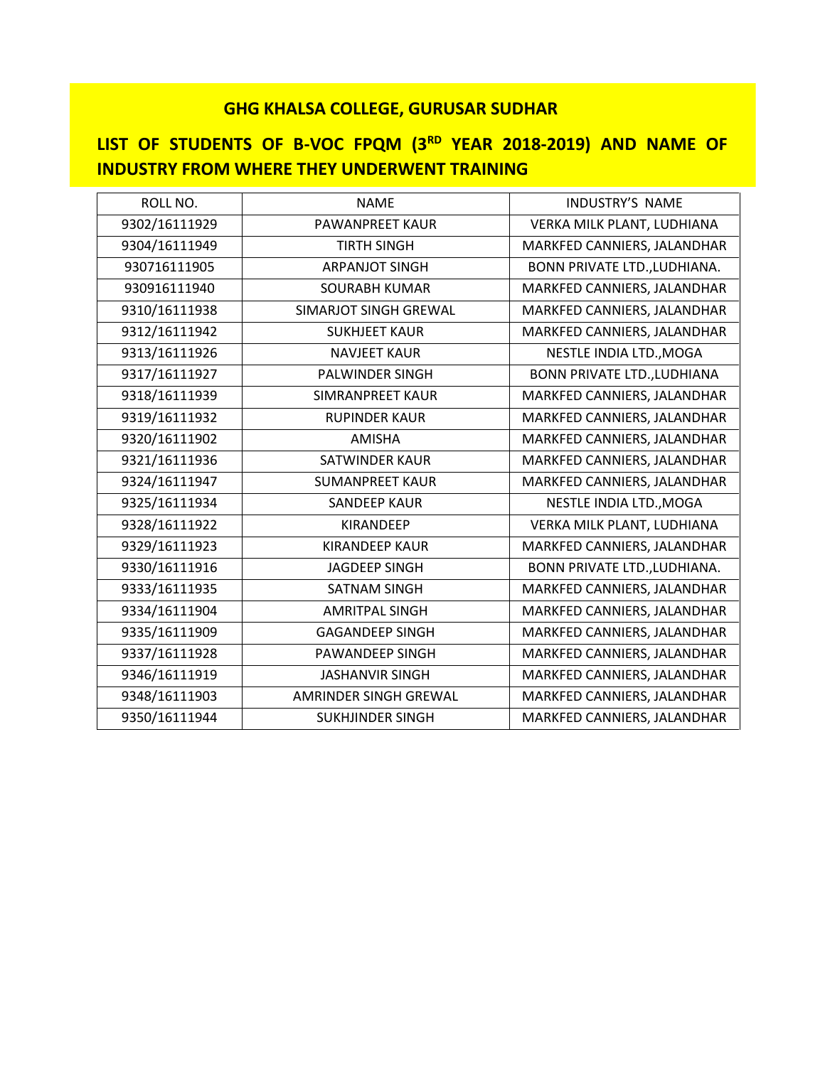## GHG KHALSA COLLEGE, GURUSAR SUDHAR

## LIST OF STUDENTS OF B-VOC FPQM (3RD YEAR 2018-2019) AND NAME OF INDUSTRY FROM WHERE THEY UNDERWENT TRAINING

| ROLL NO. | NAME | INDUSTRY'S NAME |
|---|---|---|
| 9302/16111929 | PAWANPREET KAUR | VERKA MILK PLANT, LUDHIANA |
| 9304/16111949 | TIRTH SINGH | MARKFED CANNIERS, JALANDHAR |
| 930716111905 | ARPANJOT SINGH | BONN PRIVATE LTD.,LUDHIANA. |
| 930916111940 | SOURABH KUMAR | MARKFED CANNIERS, JALANDHAR |
| 9310/16111938 | SIMARJOT SINGH GREWAL | MARKFED CANNIERS, JALANDHAR |
| 9312/16111942 | SUKHJEET KAUR | MARKFED CANNIERS, JALANDHAR |
| 9313/16111926 | NAVJEET KAUR | NESTLE INDIA LTD.,MOGA |
| 9317/16111927 | PALWINDER SINGH | BONN PRIVATE LTD.,LUDHIANA |
| 9318/16111939 | SIMRANPREET KAUR | MARKFED CANNIERS, JALANDHAR |
| 9319/16111932 | RUPINDER KAUR | MARKFED CANNIERS, JALANDHAR |
| 9320/16111902 | AMISHA | MARKFED CANNIERS, JALANDHAR |
| 9321/16111936 | SATWINDER KAUR | MARKFED CANNIERS, JALANDHAR |
| 9324/16111947 | SUMANPREET KAUR | MARKFED CANNIERS, JALANDHAR |
| 9325/16111934 | SANDEEP KAUR | NESTLE INDIA LTD.,MOGA |
| 9328/16111922 | KIRANDEEP | VERKA MILK PLANT, LUDHIANA |
| 9329/16111923 | KIRANDEEP KAUR | MARKFED CANNIERS, JALANDHAR |
| 9330/16111916 | JAGDEEP SINGH | BONN PRIVATE LTD.,LUDHIANA. |
| 9333/16111935 | SATNAM SINGH | MARKFED CANNIERS, JALANDHAR |
| 9334/16111904 | AMRITPAL SINGH | MARKFED CANNIERS, JALANDHAR |
| 9335/16111909 | GAGANDEEP SINGH | MARKFED CANNIERS, JALANDHAR |
| 9337/16111928 | PAWANDEEP SINGH | MARKFED CANNIERS, JALANDHAR |
| 9346/16111919 | JASHANVIR SINGH | MARKFED CANNIERS, JALANDHAR |
| 9348/16111903 | AMRINDER SINGH GREWAL | MARKFED CANNIERS, JALANDHAR |
| 9350/16111944 | SUKHJINDER SINGH | MARKFED CANNIERS, JALANDHAR |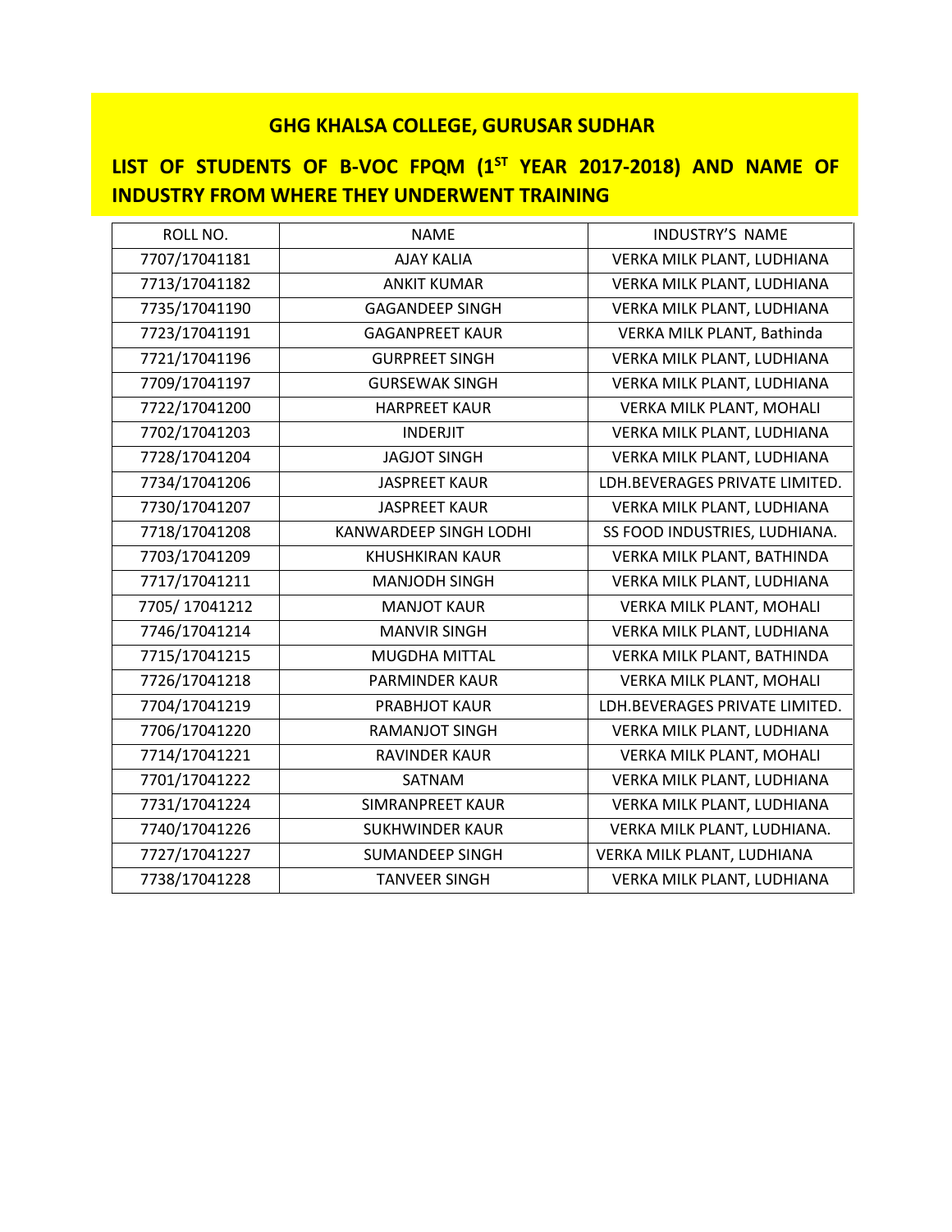## GHG KHALSA COLLEGE, GURUSAR SUDHAR

## LIST OF STUDENTS OF B-VOC FPQM (1ST YEAR 2017-2018) AND NAME OF INDUSTRY FROM WHERE THEY UNDERWENT TRAINING

| ROLL NO. | NAME | INDUSTRY'S NAME |
|---|---|---|
| 7707/17041181 | AJAY KALIA | VERKA MILK PLANT, LUDHIANA |
| 7713/17041182 | ANKIT KUMAR | VERKA MILK PLANT, LUDHIANA |
| 7735/17041190 | GAGANDEEP SINGH | VERKA MILK PLANT, LUDHIANA |
| 7723/17041191 | GAGANPREET KAUR | VERKA MILK PLANT, Bathinda |
| 7721/17041196 | GURPREET SINGH | VERKA MILK PLANT, LUDHIANA |
| 7709/17041197 | GURSEWAK SINGH | VERKA MILK PLANT, LUDHIANA |
| 7722/17041200 | HARPREET KAUR | VERKA MILK PLANT, MOHALI |
| 7702/17041203 | INDERJIT | VERKA MILK PLANT, LUDHIANA |
| 7728/17041204 | JAGJOT SINGH | VERKA MILK PLANT, LUDHIANA |
| 7734/17041206 | JASPREET KAUR | LDH.BEVERAGES PRIVATE LIMITED. |
| 7730/17041207 | JASPREET KAUR | VERKA MILK PLANT, LUDHIANA |
| 7718/17041208 | KANWARDEEP SINGH LODHI | SS FOOD INDUSTRIES, LUDHIANA. |
| 7703/17041209 | KHUSHKIRAN KAUR | VERKA MILK PLANT, BATHINDA |
| 7717/17041211 | MANJODH SINGH | VERKA MILK PLANT, LUDHIANA |
| 7705/ 17041212 | MANJOT KAUR | VERKA MILK PLANT, MOHALI |
| 7746/17041214 | MANVIR SINGH | VERKA MILK PLANT, LUDHIANA |
| 7715/17041215 | MUGDHA MITTAL | VERKA MILK PLANT, BATHINDA |
| 7726/17041218 | PARMINDER KAUR | VERKA MILK PLANT, MOHALI |
| 7704/17041219 | PRABHJOT KAUR | LDH.BEVERAGES PRIVATE LIMITED. |
| 7706/17041220 | RAMANJOT SINGH | VERKA MILK PLANT, LUDHIANA |
| 7714/17041221 | RAVINDER KAUR | VERKA MILK PLANT, MOHALI |
| 7701/17041222 | SATNAM | VERKA MILK PLANT, LUDHIANA |
| 7731/17041224 | SIMRANPREET KAUR | VERKA MILK PLANT, LUDHIANA |
| 7740/17041226 | SUKHWINDER KAUR | VERKA MILK PLANT, LUDHIANA. |
| 7727/17041227 | SUMANDEEP SINGH | VERKA MILK PLANT, LUDHIANA |
| 7738/17041228 | TANVEER SINGH | VERKA MILK PLANT, LUDHIANA |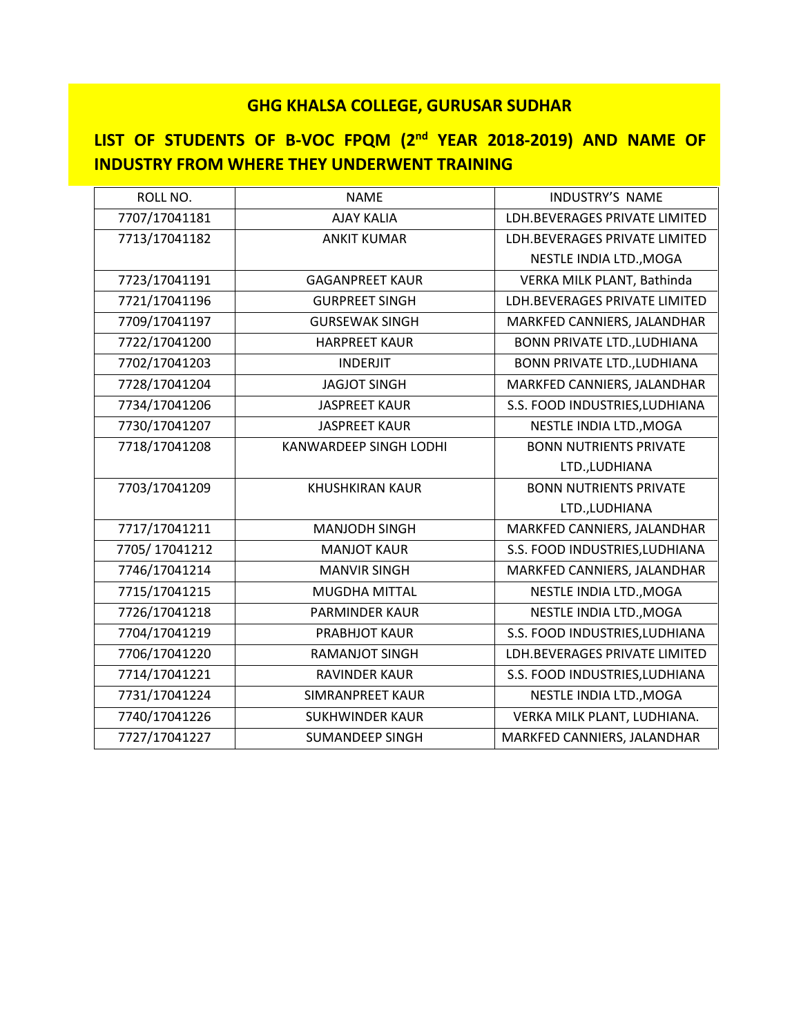## GHG KHALSA COLLEGE, GURUSAR SUDHAR

## LIST OF STUDENTS OF B-VOC FPQM (2nd YEAR 2018-2019) AND NAME OF INDUSTRY FROM WHERE THEY UNDERWENT TRAINING

| ROLL NO. | NAME | INDUSTRY'S NAME |
|---|---|---|
| 7707/17041181 | AJAY KALIA | LDH.BEVERAGES PRIVATE LIMITED |
| 7713/17041182 | ANKIT KUMAR | LDH.BEVERAGES PRIVATE LIMITED NESTLE INDIA LTD.,MOGA |
| 7723/17041191 | GAGANPREET KAUR | VERKA MILK PLANT, Bathinda |
| 7721/17041196 | GURPREET SINGH | LDH.BEVERAGES PRIVATE LIMITED |
| 7709/17041197 | GURSEWAK SINGH | MARKFED CANNIERS, JALANDHAR |
| 7722/17041200 | HARPREET KAUR | BONN PRIVATE LTD.,LUDHIANA |
| 7702/17041203 | INDERJIT | BONN PRIVATE LTD.,LUDHIANA |
| 7728/17041204 | JAGJOT SINGH | MARKFED CANNIERS, JALANDHAR |
| 7734/17041206 | JASPREET KAUR | S.S. FOOD INDUSTRIES,LUDHIANA |
| 7730/17041207 | JASPREET KAUR | NESTLE INDIA LTD.,MOGA |
| 7718/17041208 | KANWARDEEP SINGH LODHI | BONN NUTRIENTS PRIVATE LTD.,LUDHIANA |
| 7703/17041209 | KHUSHKIRAN KAUR | BONN NUTRIENTS PRIVATE LTD.,LUDHIANA |
| 7717/17041211 | MANJODH SINGH | MARKFED CANNIERS, JALANDHAR |
| 7705/ 17041212 | MANJOT KAUR | S.S. FOOD INDUSTRIES,LUDHIANA |
| 7746/17041214 | MANVIR SINGH | MARKFED CANNIERS, JALANDHAR |
| 7715/17041215 | MUGDHA MITTAL | NESTLE INDIA LTD.,MOGA |
| 7726/17041218 | PARMINDER KAUR | NESTLE INDIA LTD.,MOGA |
| 7704/17041219 | PRABHJOT KAUR | S.S. FOOD INDUSTRIES,LUDHIANA |
| 7706/17041220 | RAMANJOT SINGH | LDH.BEVERAGES PRIVATE LIMITED |
| 7714/17041221 | RAVINDER KAUR | S.S. FOOD INDUSTRIES,LUDHIANA |
| 7731/17041224 | SIMRANPREET KAUR | NESTLE INDIA LTD.,MOGA |
| 7740/17041226 | SUKHWINDER KAUR | VERKA MILK PLANT, LUDHIANA. |
| 7727/17041227 | SUMANDEEP SINGH | MARKFED CANNIERS, JALANDHAR |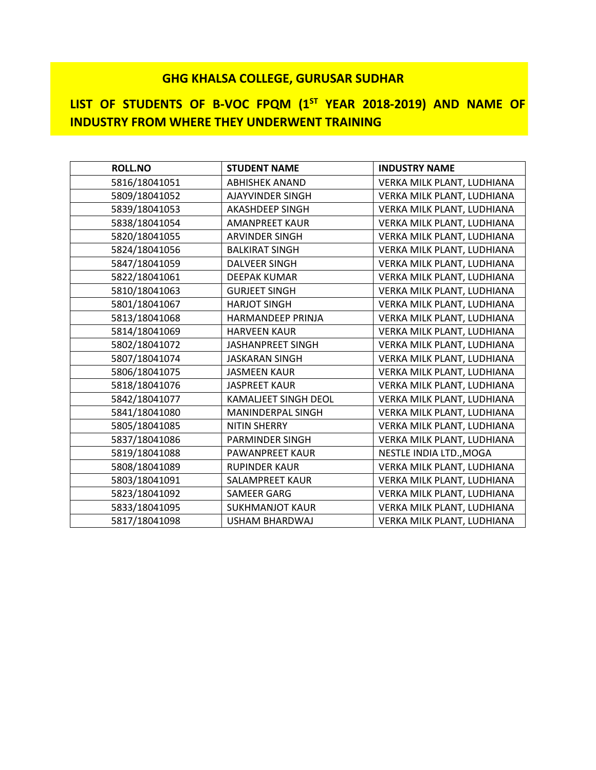## GHG KHALSA COLLEGE, GURUSAR SUDHAR

### LIST OF STUDENTS OF B-VOC FPQM (1ST YEAR 2018-2019) AND NAME OF INDUSTRY FROM WHERE THEY UNDERWENT TRAINING

| ROLL.NO | STUDENT NAME | INDUSTRY NAME |
|---|---|---|
| 5816/18041051 | ABHISHEK ANAND | VERKA MILK PLANT, LUDHIANA |
| 5809/18041052 | AJAYVINDER SINGH | VERKA MILK PLANT, LUDHIANA |
| 5839/18041053 | AKASHDEEP SINGH | VERKA MILK PLANT, LUDHIANA |
| 5838/18041054 | AMANPREET KAUR | VERKA MILK PLANT, LUDHIANA |
| 5820/18041055 | ARVINDER SINGH | VERKA MILK PLANT, LUDHIANA |
| 5824/18041056 | BALKIRAT SINGH | VERKA MILK PLANT, LUDHIANA |
| 5847/18041059 | DALVEER SINGH | VERKA MILK PLANT, LUDHIANA |
| 5822/18041061 | DEEPAK KUMAR | VERKA MILK PLANT, LUDHIANA |
| 5810/18041063 | GURJEET SINGH | VERKA MILK PLANT, LUDHIANA |
| 5801/18041067 | HARJOT SINGH | VERKA MILK PLANT, LUDHIANA |
| 5813/18041068 | HARMANDEEP PRINJA | VERKA MILK PLANT, LUDHIANA |
| 5814/18041069 | HARVEEN KAUR | VERKA MILK PLANT, LUDHIANA |
| 5802/18041072 | JASHANPREET SINGH | VERKA MILK PLANT, LUDHIANA |
| 5807/18041074 | JASKARAN SINGH | VERKA MILK PLANT, LUDHIANA |
| 5806/18041075 | JASMEEN KAUR | VERKA MILK PLANT, LUDHIANA |
| 5818/18041076 | JASPREET KAUR | VERKA MILK PLANT, LUDHIANA |
| 5842/18041077 | KAMALJEET SINGH DEOL | VERKA MILK PLANT, LUDHIANA |
| 5841/18041080 | MANINDERPAL SINGH | VERKA MILK PLANT, LUDHIANA |
| 5805/18041085 | NITIN SHERRY | VERKA MILK PLANT, LUDHIANA |
| 5837/18041086 | PARMINDER SINGH | VERKA MILK PLANT, LUDHIANA |
| 5819/18041088 | PAWANPREET KAUR | NESTLE INDIA LTD.,MOGA |
| 5808/18041089 | RUPINDER KAUR | VERKA MILK PLANT, LUDHIANA |
| 5803/18041091 | SALAMPREET KAUR | VERKA MILK PLANT, LUDHIANA |
| 5823/18041092 | SAMEER GARG | VERKA MILK PLANT, LUDHIANA |
| 5833/18041095 | SUKHMANJOT KAUR | VERKA MILK PLANT, LUDHIANA |
| 5817/18041098 | USHAM BHARDWAJ | VERKA MILK PLANT, LUDHIANA |